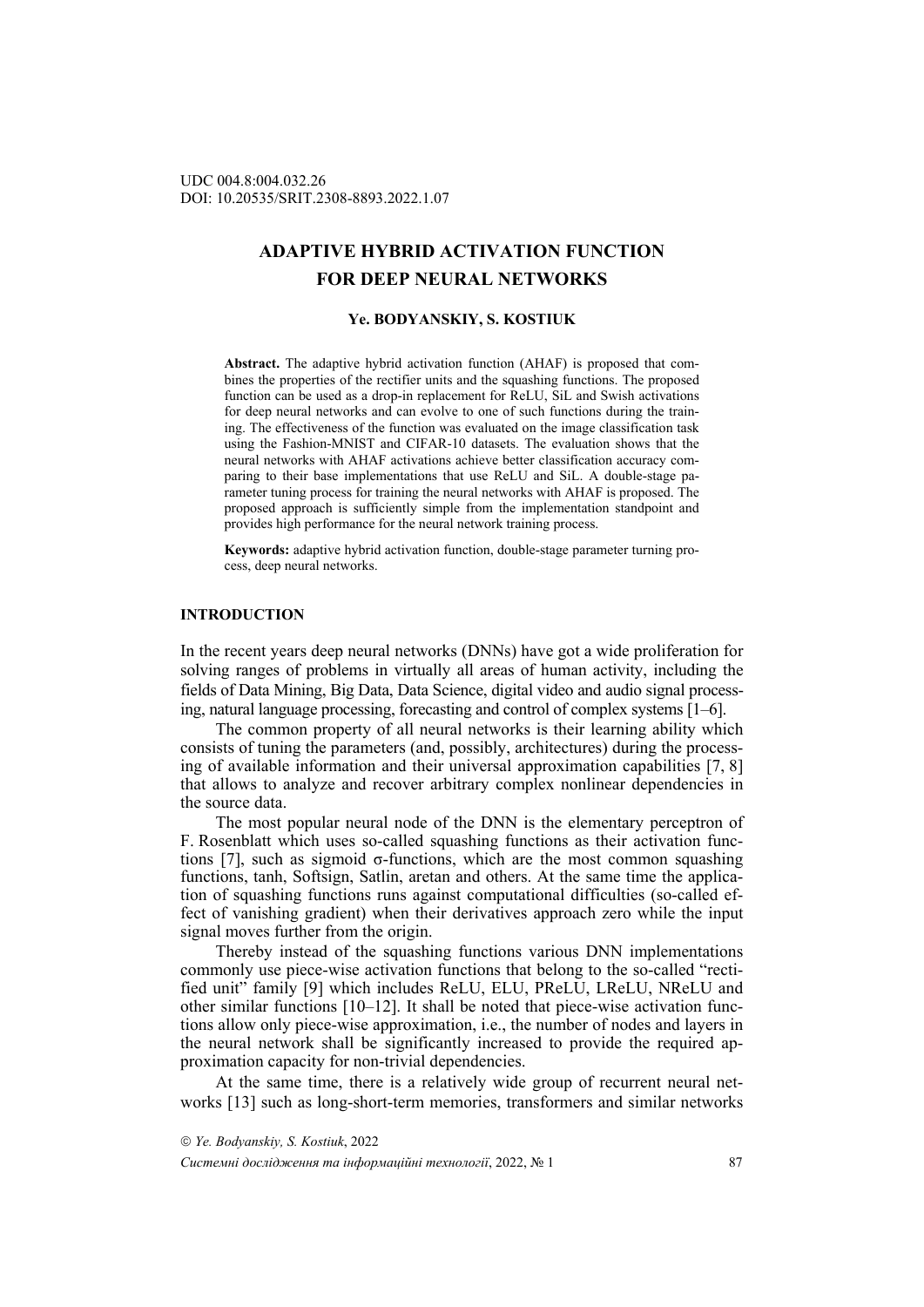UDC 004.8:004.032.26
DOI: 10.20535/SRIT.2308-8893.2022.1.07

# ADAPTIVE HYBRID ACTIVATION FUNCTION FOR DEEP NEURAL NETWORKS

**Ye. BODYANSKIY, S. KOSTIUK**

**Abstract.** The adaptive hybrid activation function (AHAF) is proposed that combines the properties of the rectifier units and the squashing functions. The proposed function can be used as a drop-in replacement for ReLU, SiL and Swish activations for deep neural networks and can evolve to one of such functions during the training. The effectiveness of the function was evaluated on the image classification task using the Fashion-MNIST and CIFAR-10 datasets. The evaluation shows that the neural networks with AHAF activations achieve better classification accuracy comparing to their base implementations that use ReLU and SiL. A double-stage parameter tuning process for training the neural networks with AHAF is proposed. The proposed approach is sufficiently simple from the implementation standpoint and provides high performance for the neural network training process.

**Keywords:** adaptive hybrid activation function, double-stage parameter turning process, deep neural networks.

## INTRODUCTION

In the recent years deep neural networks (DNNs) have got a wide proliferation for solving ranges of problems in virtually all areas of human activity, including the fields of Data Mining, Big Data, Data Science, digital video and audio signal processing, natural language processing, forecasting and control of complex systems [1–6].

The common property of all neural networks is their learning ability which consists of tuning the parameters (and, possibly, architectures) during the processing of available information and their universal approximation capabilities [7, 8] that allows to analyze and recover arbitrary complex nonlinear dependencies in the source data.

The most popular neural node of the DNN is the elementary perceptron of F. Rosenblatt which uses so-called squashing functions as their activation functions [7], such as sigmoid σ-functions, which are the most common squashing functions, tanh, Softsign, Satlin, aretan and others. At the same time the application of squashing functions runs against computational difficulties (so-called effect of vanishing gradient) when their derivatives approach zero while the input signal moves further from the origin.

Thereby instead of the squashing functions various DNN implementations commonly use piece-wise activation functions that belong to the so-called "rectified unit" family [9] which includes ReLU, ELU, PReLU, LReLU, NReLU and other similar functions [10–12]. It shall be noted that piece-wise activation functions allow only piece-wise approximation, i.e., the number of nodes and layers in the neural network shall be significantly increased to provide the required approximation capacity for non-trivial dependencies.

At the same time, there is a relatively wide group of recurrent neural networks [13] such as long-short-term memories, transformers and similar networks

© *Ye. Bodyanskiy, S. Kostiuk*, 2022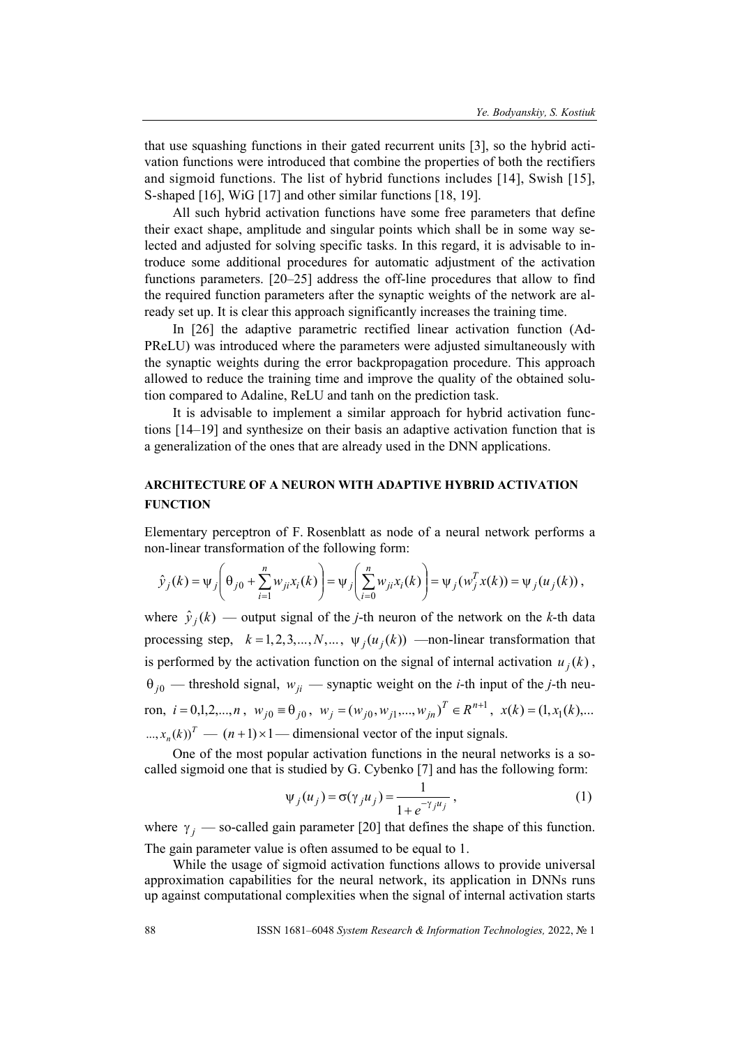that use squashing functions in their gated recurrent units [3], so the hybrid activation functions were introduced that combine the properties of both the rectifiers and sigmoid functions. The list of hybrid functions includes [14], Swish [15], S-shaped [16], WiG [17] and other similar functions [18, 19].

All such hybrid activation functions have some free parameters that define their exact shape, amplitude and singular points which shall be in some way selected and adjusted for solving specific tasks. In this regard, it is advisable to introduce some additional procedures for automatic adjustment of the activation functions parameters. [20–25] address the off-line procedures that allow to find the required function parameters after the synaptic weights of the network are already set up. It is clear this approach significantly increases the training time.

In [26] the adaptive parametric rectified linear activation function (AdPReLU) was introduced where the parameters were adjusted simultaneously with the synaptic weights during the error backpropagation procedure. This approach allowed to reduce the training time and improve the quality of the obtained solution compared to Adaline, ReLU and tanh on the prediction task.

It is advisable to implement a similar approach for hybrid activation functions [14–19] and synthesize on their basis an adaptive activation function that is a generalization of the ones that are already used in the DNN applications.

## ARCHITECTURE OF A NEURON WITH ADAPTIVE HYBRID ACTIVATION FUNCTION

Elementary perceptron of F. Rosenblatt as node of a neural network performs a non-linear transformation of the following form:

$$\hat{y}_j(k) = \psi_j\left(\theta_{j0} + \sum_{i=1}^{n} w_{ji} x_i(k)\right) = \psi_j\left(\sum_{i=0}^{n} w_{ji} x_i(k)\right) = \psi_j(w_j^T x(k)) = \psi_j(u_j(k)),$$

where $\hat{y}_j(k)$ — output signal of the $j$-th neuron of the network on the $k$-th data processing step, $k = 1, 2, 3, \dots, N, \dots$, $\psi_j(u_j(k))$ —non-linear transformation that is performed by the activation function on the signal of internal activation $u_j(k)$, $\theta_{j0}$ — threshold signal, $w_{ji}$ — synaptic weight on the $i$-th input of the $j$-th neuron, $i = 0, 1, 2, \dots, n$, $w_{j0} \equiv \theta_{j0}$, $w_j = (w_{j0}, w_{j1}, \dots, w_{jn})^T \in R^{n+1}$, $x(k) = (1, x_1(k), \dots$ $\dots, x_n(k))^T$ — $(n+1) \times 1$ — dimensional vector of the input signals.

One of the most popular activation functions in the neural networks is a so-called sigmoid one that is studied by G. Cybenko [7] and has the following form:

$$\psi_j(u_j) = \sigma(\gamma_j u_j) = \frac{1}{1 + e^{-\gamma_j u_j}}, \tag{1}$$

where $\gamma_j$ — so-called gain parameter [20] that defines the shape of this function. The gain parameter value is often assumed to be equal to 1.

While the usage of sigmoid activation functions allows to provide universal approximation capabilities for the neural network, its application in DNNs runs up against computational complexities when the signal of internal activation starts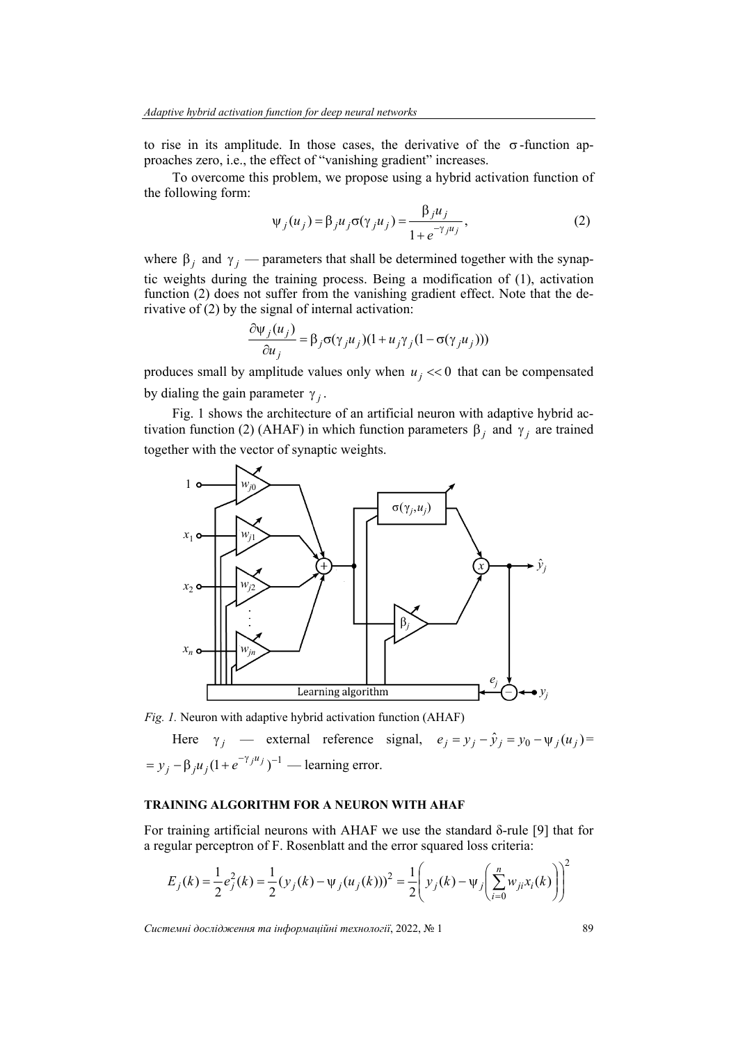to rise in its amplitude. In those cases, the derivative of the $\sigma$-function approaches zero, i.e., the effect of "vanishing gradient" increases.

To overcome this problem, we propose using a hybrid activation function of the following form:

$$\psi_j(u_j) = \beta_j u_j \sigma(\gamma_j u_j) = \frac{\beta_j u_j}{1 + e^{-\gamma_j u_j}}, \tag{2}$$

where $\beta_j$ and $\gamma_j$ — parameters that shall be determined together with the synaptic weights during the training process. Being a modification of (1), activation function (2) does not suffer from the vanishing gradient effect. Note that the derivative of (2) by the signal of internal activation:

$$\frac{\partial \psi_j(u_j)}{\partial u_j} = \beta_j \sigma(\gamma_j u_j)(1 + u_j \gamma_j (1 - \sigma(\gamma_j u_j)))$$

produces small by amplitude values only when $u_j << 0$ that can be compensated by dialing the gain parameter $\gamma_j$.

Fig. 1 shows the architecture of an artificial neuron with adaptive hybrid activation function (2) (AHAF) in which function parameters $\beta_j$ and $\gamma_j$ are trained together with the vector of synaptic weights.

*Fig. 1.* Neuron with adaptive hybrid activation function (AHAF)

Here $\gamma_j$ — external reference signal, $e_j = y_j - \hat{y}_j = y_0 - \psi_j(u_j) = y_j - \beta_j u_j (1 + e^{-\gamma_j u_j})^{-1}$ — learning error.

## TRAINING ALGORITHM FOR A NEURON WITH AHAF

For training artificial neurons with AHAF we use the standard $\delta$-rule [9] that for a regular perceptron of F. Rosenblatt and the error squared loss criteria:

$$E_j(k) = \frac{1}{2} e_j^2(k) = \frac{1}{2}(y_j(k) - \psi_j(u_j(k)))^2 = \frac{1}{2}\left( y_j(k) - \psi_j\left( \sum_{i=0}^{n} w_{ji} x_i(k) \right) \right)^2$$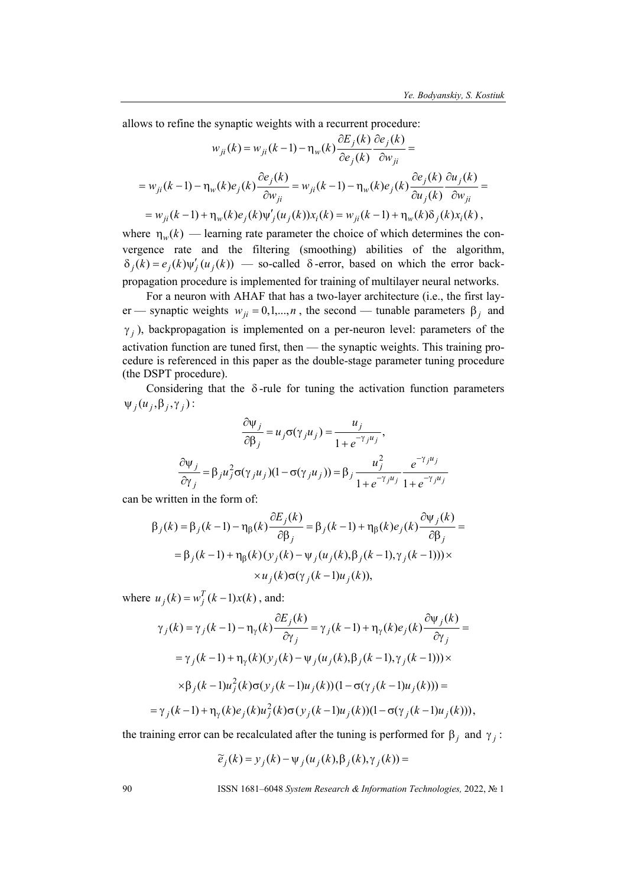allows to refine the synaptic weights with a recurrent procedure:

$$w_{ji}(k) = w_{ji}(k-1) - \eta_w(k)\frac{\partial E_j(k)}{\partial e_j(k)}\frac{\partial e_j(k)}{\partial w_{ji}} =$$

$$= w_{ji}(k-1) - \eta_w(k)e_j(k)\frac{\partial e_j(k)}{\partial w_{ji}} = w_{ji}(k-1) - \eta_w(k)e_j(k)\frac{\partial e_j(k)}{\partial u_j(k)}\frac{\partial u_j(k)}{\partial w_{ji}} =$$

$$= w_{ji}(k-1) + \eta_w(k)e_j(k)\psi'_j(u_j(k))x_i(k) = w_{ji}(k-1) + \eta_w(k)\delta_j(k)x_i(k),$$

where $\eta_w(k)$ — learning rate parameter the choice of which determines the convergence rate and the filtering (smoothing) abilities of the algorithm, $\delta_j(k) = e_j(k)\psi'_j(u_j(k))$ — so-called $\delta$-error, based on which the error back-propagation procedure is implemented for training of multilayer neural networks.

For a neuron with AHAF that has a two-layer architecture (i.e., the first layer — synaptic weights $w_{ji} = 0,1,...,n$, the second — tunable parameters $\beta_j$ and $\gamma_j$), backpropagation is implemented on a per-neuron level: parameters of the activation function are tuned first, then — the synaptic weights. This training procedure is referenced in this paper as the double-stage parameter tuning procedure (the DSPT procedure).

Considering that the $\delta$-rule for tuning the activation function parameters $\psi_j(u_j,\beta_j,\gamma_j)$:

$$\frac{\partial \psi_j}{\partial \beta_j} = u_j\sigma(\gamma_j u_j) = \frac{u_j}{1+e^{-\gamma_j u_j}},$$

$$\frac{\partial \psi_j}{\partial \gamma_j} = \beta_j u_j^2\sigma(\gamma_j u_j)(1-\sigma(\gamma_j u_j)) = \beta_j\frac{u_j^2}{1+e^{-\gamma_j u_j}}\frac{e^{-\gamma_j u_j}}{1+e^{-\gamma_j u_j}}$$

can be written in the form of:

$$\beta_j(k) = \beta_j(k-1) - \eta_\beta(k)\frac{\partial E_j(k)}{\partial \beta_j} = \beta_j(k-1) + \eta_\beta(k)e_j(k)\frac{\partial \psi_j(k)}{\partial \beta_j} =$$

$$= \beta_j(k-1) + \eta_\beta(k)(y_j(k) - \psi_j(u_j(k),\beta_j(k-1),\gamma_j(k-1)))\times$$

$$\times u_j(k)\sigma(\gamma_j(k-1)u_j(k)),$$

where $u_j(k) = w_j^T(k-1)x(k)$, and:

$$\gamma_j(k) = \gamma_j(k-1) - \eta_\gamma(k)\frac{\partial E_j(k)}{\partial \gamma_j} = \gamma_j(k-1) + \eta_\gamma(k)e_j(k)\frac{\partial \psi_j(k)}{\partial \gamma_j} =$$

$$= \gamma_j(k-1) + \eta_\gamma(k)(y_j(k) - \psi_j(u_j(k),\beta_j(k-1),\gamma_j(k-1)))\times$$

$$\times\beta_j(k-1)u_j^2(k)\sigma(y_j(k-1)u_j(k))(1-\sigma(\gamma_j(k-1)u_j(k))) =$$

$$= \gamma_j(k-1) + \eta_\gamma(k)e_j(k)u_j^2(k)\sigma(y_j(k-1)u_j(k))(1-\sigma(\gamma_j(k-1)u_j(k))),$$

the training error can be recalculated after the tuning is performed for $\beta_j$ and $\gamma_j$:

$$\tilde{e}_j(k) = y_j(k) - \psi_j(u_j(k),\beta_j(k),\gamma_j(k)) =$$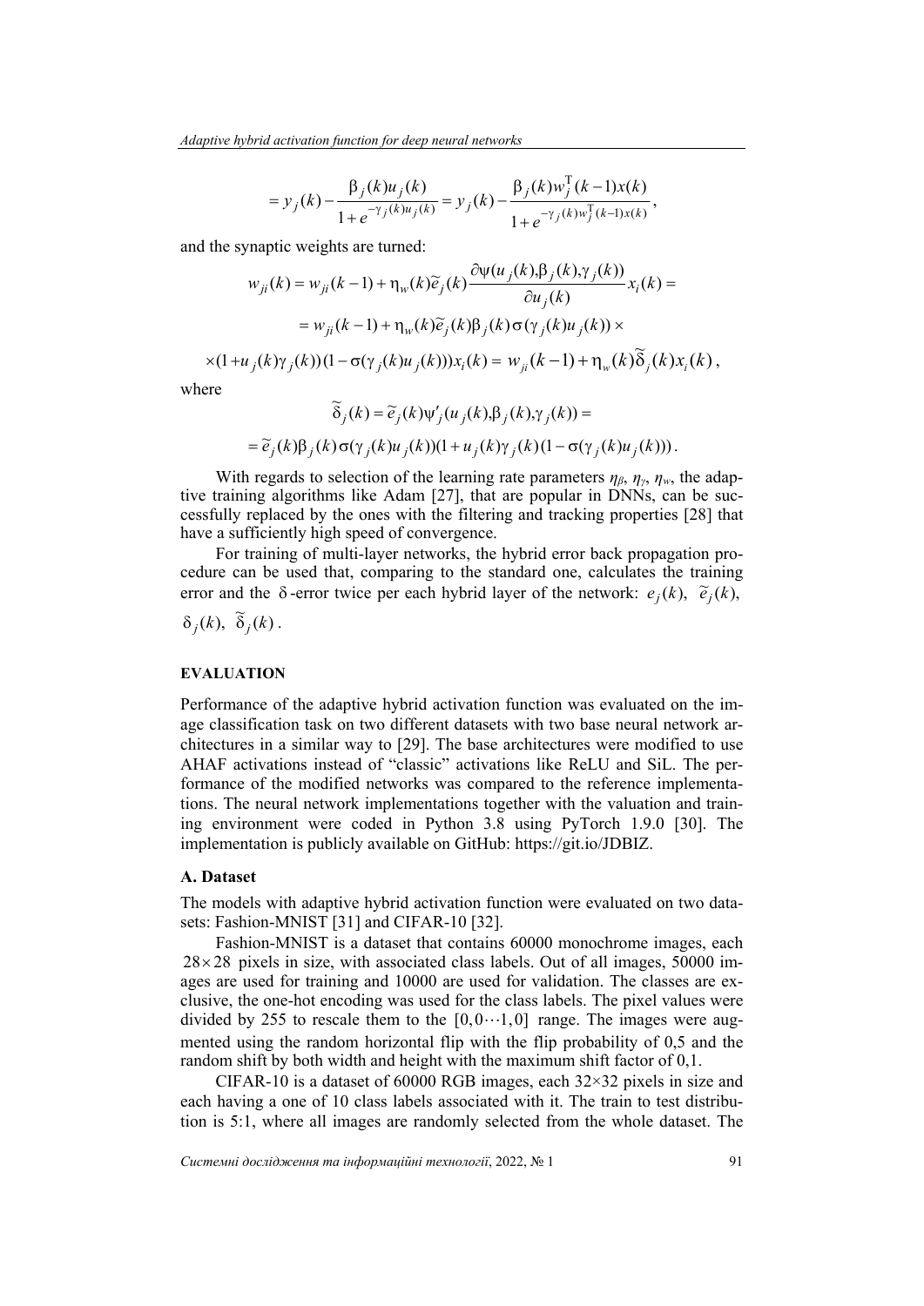$$= y_j(k) - \frac{\beta_j(k)u_j(k)}{1+e^{-\gamma_j(k)u_j(k)}} = y_j(k) - \frac{\beta_j(k)w_j^{\mathrm{T}}(k-1)x(k)}{1+e^{-\gamma_j(k)w_j^{\mathrm{T}}(k-1)x(k)}},$$

and the synaptic weights are turned:

$$w_{ji}(k) = w_{ji}(k-1) + \eta_w(k)\tilde{e}_j(k)\frac{\partial\psi(u_j(k),\beta_j(k),\gamma_j(k))}{\partial u_j(k)}x_i(k) =$$

$$= w_{ji}(k-1) + \eta_w(k)\tilde{e}_j(k)\beta_j(k)\sigma(\gamma_j(k)u_j(k)) \times$$

$$\times(1+u_j(k)\gamma_j(k))(1-\sigma(\gamma_j(k)u_j(k)))x_i(k) = w_{ji}(k-1) + \eta_w(k)\tilde{\delta}_j(k)x_i(k),$$

where

$$\tilde{\delta}_j(k) = \tilde{e}_j(k)\psi'_j(u_j(k),\beta_j(k),\gamma_j(k)) =$$

$$= \tilde{e}_j(k)\beta_j(k)\sigma(\gamma_j(k)u_j(k))(1+u_j(k)\gamma_j(k)(1-\sigma(\gamma_j(k)u_j(k))).$$

With regards to selection of the learning rate parameters $\eta_\beta$, $\eta_\gamma$, $\eta_w$, the adaptive training algorithms like Adam [27], that are popular in DNNs, can be successfully replaced by the ones with the filtering and tracking properties [28] that have a sufficiently high speed of convergence.

For training of multi-layer networks, the hybrid error back propagation procedure can be used that, comparing to the standard one, calculates the training error and the $\delta$-error twice per each hybrid layer of the network: $e_j(k)$, $\tilde{e}_j(k)$, $\delta_j(k)$, $\tilde{\delta}_j(k)$.

## EVALUATION

Performance of the adaptive hybrid activation function was evaluated on the image classification task on two different datasets with two base neural network architectures in a similar way to [29]. The base architectures were modified to use AHAF activations instead of "classic" activations like ReLU and SiL. The performance of the modified networks was compared to the reference implementations. The neural network implementations together with the valuation and training environment were coded in Python 3.8 using PyTorch 1.9.0 [30]. The implementation is publicly available on GitHub: https://git.io/JDBIZ.

### A. Dataset

The models with adaptive hybrid activation function were evaluated on two datasets: Fashion-MNIST [31] and CIFAR-10 [32].

Fashion-MNIST is a dataset that contains 60000 monochrome images, each $28\times28$ pixels in size, with associated class labels. Out of all images, 50000 images are used for training and 10000 are used for validation. The classes are exclusive, the one-hot encoding was used for the class labels. The pixel values were divided by 255 to rescale them to the $[0,0\cdots1,0]$ range. The images were augmented using the random horizontal flip with the flip probability of 0,5 and the random shift by both width and height with the maximum shift factor of 0,1.

CIFAR-10 is a dataset of 60000 RGB images, each 32×32 pixels in size and each having a one of 10 class labels associated with it. The train to test distribution is 5:1, where all images are randomly selected from the whole dataset. The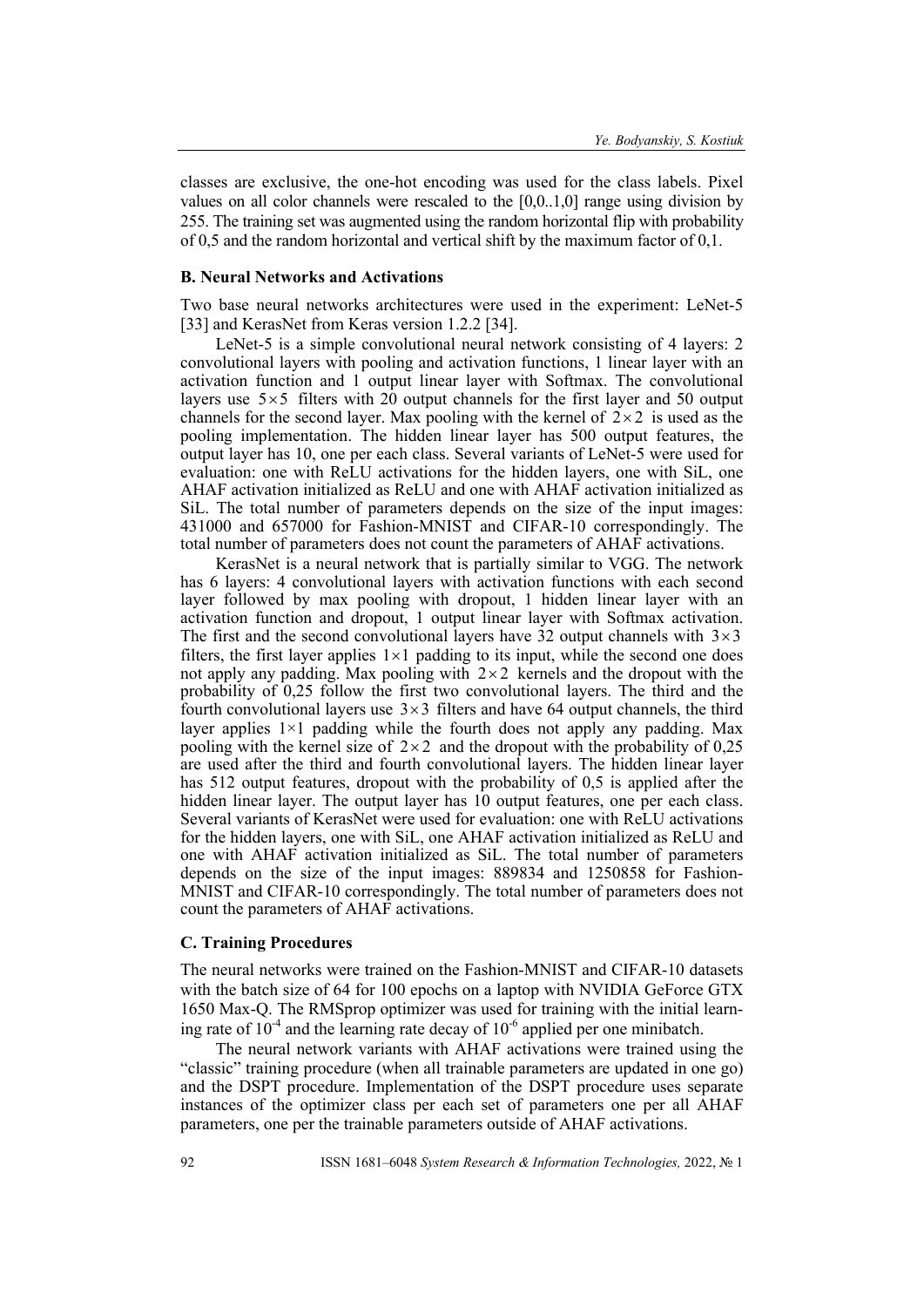classes are exclusive, the one-hot encoding was used for the class labels. Pixel values on all color channels were rescaled to the [0,0..1,0] range using division by 255. The training set was augmented using the random horizontal flip with probability of 0,5 and the random horizontal and vertical shift by the maximum factor of 0,1.

### B. Neural Networks and Activations

Two base neural networks architectures were used in the experiment: LeNet-5 [33] and KerasNet from Keras version 1.2.2 [34].

LeNet-5 is a simple convolutional neural network consisting of 4 layers: 2 convolutional layers with pooling and activation functions, 1 linear layer with an activation function and 1 output linear layer with Softmax. The convolutional layers use $5 \times 5$ filters with 20 output channels for the first layer and 50 output channels for the second layer. Max pooling with the kernel of $2 \times 2$ is used as the pooling implementation. The hidden linear layer has 500 output features, the output layer has 10, one per each class. Several variants of LeNet-5 were used for evaluation: one with ReLU activations for the hidden layers, one with SiL, one AHAF activation initialized as ReLU and one with AHAF activation initialized as SiL. The total number of parameters depends on the size of the input images: 431000 and 657000 for Fashion-MNIST and CIFAR-10 correspondingly. The total number of parameters does not count the parameters of AHAF activations.

KerasNet is a neural network that is partially similar to VGG. The network has 6 layers: 4 convolutional layers with activation functions with each second layer followed by max pooling with dropout, 1 hidden linear layer with an activation function and dropout, 1 output linear layer with Softmax activation. The first and the second convolutional layers have 32 output channels with $3 \times 3$ filters, the first layer applies $1 \times 1$ padding to its input, while the second one does not apply any padding. Max pooling with $2 \times 2$ kernels and the dropout with the probability of 0,25 follow the first two convolutional layers. The third and the fourth convolutional layers use $3 \times 3$ filters and have 64 output channels, the third layer applies $1 \times 1$ padding while the fourth does not apply any padding. Max pooling with the kernel size of $2 \times 2$ and the dropout with the probability of 0,25 are used after the third and fourth convolutional layers. The hidden linear layer has 512 output features, dropout with the probability of 0,5 is applied after the hidden linear layer. The output layer has 10 output features, one per each class. Several variants of KerasNet were used for evaluation: one with ReLU activations for the hidden layers, one with SiL, one AHAF activation initialized as ReLU and one with AHAF activation initialized as SiL. The total number of parameters depends on the size of the input images: 889834 and 1250858 for Fashion-MNIST and CIFAR-10 correspondingly. The total number of parameters does not count the parameters of AHAF activations.

### C. Training Procedures

The neural networks were trained on the Fashion-MNIST and CIFAR-10 datasets with the batch size of 64 for 100 epochs on a laptop with NVIDIA GeForce GTX 1650 Max-Q. The RMSprop optimizer was used for training with the initial learning rate of $10^{-4}$ and the learning rate decay of $10^{-6}$ applied per one minibatch.

The neural network variants with AHAF activations were trained using the "classic" training procedure (when all trainable parameters are updated in one go) and the DSPT procedure. Implementation of the DSPT procedure uses separate instances of the optimizer class per each set of parameters one per all AHAF parameters, one per the trainable parameters outside of AHAF activations.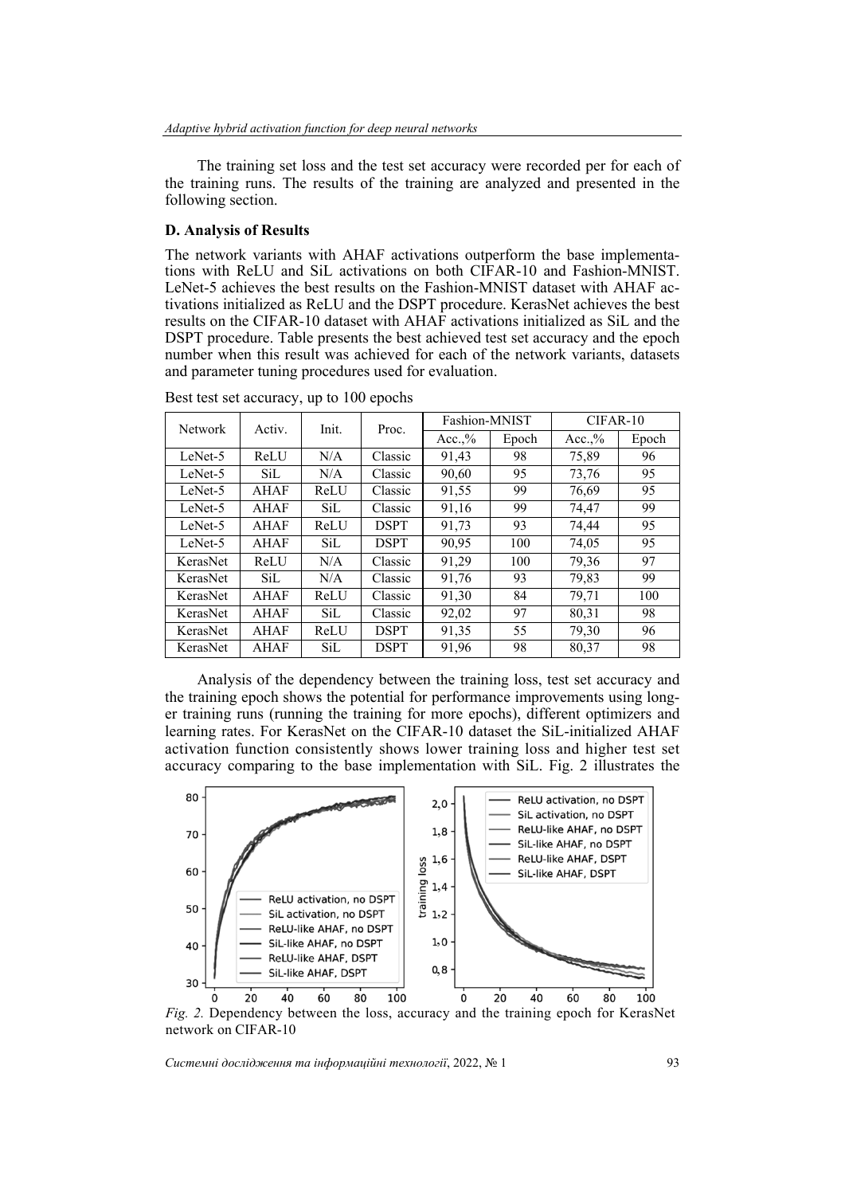The training set loss and the test set accuracy were recorded per for each of the training runs. The results of the training are analyzed and presented in the following section.

### D. Analysis of Results

The network variants with AHAF activations outperform the base implementations with ReLU and SiL activations on both CIFAR-10 and Fashion-MNIST. LeNet-5 achieves the best results on the Fashion-MNIST dataset with AHAF activations initialized as ReLU and the DSPT procedure. KerasNet achieves the best results on the CIFAR-10 dataset with AHAF activations initialized as SiL and the DSPT procedure. Table presents the best achieved test set accuracy and the epoch number when this result was achieved for each of the network variants, datasets and parameter tuning procedures used for evaluation.

Best test set accuracy, up to 100 epochs

| Network | Activ. | Init. | Proc. | Fashion-MNIST | | CIFAR-10 | |
|---|---|---|---|---|---|---|---|
| | | | | Acc.,% | Epoch | Acc.,% | Epoch |
| LeNet-5 | ReLU | N/A | Classic | 91,43 | 98 | 75,89 | 96 |
| LeNet-5 | SiL | N/A | Classic | 90,60 | 95 | 73,76 | 95 |
| LeNet-5 | AHAF | ReLU | Classic | 91,55 | 99 | 76,69 | 95 |
| LeNet-5 | AHAF | SiL | Classic | 91,16 | 99 | 74,47 | 99 |
| LeNet-5 | AHAF | ReLU | DSPT | 91,73 | 93 | 74,44 | 95 |
| LeNet-5 | AHAF | SiL | DSPT | 90,95 | 100 | 74,05 | 95 |
| KerasNet | ReLU | N/A | Classic | 91,29 | 100 | 79,36 | 97 |
| KerasNet | SiL | N/A | Classic | 91,76 | 93 | 79,83 | 99 |
| KerasNet | AHAF | ReLU | Classic | 91,30 | 84 | 79,71 | 100 |
| KerasNet | AHAF | SiL | Classic | 92,02 | 97 | 80,31 | 98 |
| KerasNet | AHAF | ReLU | DSPT | 91,35 | 55 | 79,30 | 96 |
| KerasNet | AHAF | SiL | DSPT | 91,96 | 98 | 80,37 | 98 |

Analysis of the dependency between the training loss, test set accuracy and the training epoch shows the potential for performance improvements using longer training runs (running the training for more epochs), different optimizers and learning rates. For KerasNet on the CIFAR-10 dataset the SiL-initialized AHAF activation function consistently shows lower training loss and higher test set accuracy comparing to the base implementation with SiL. Fig. 2 illustrates the

*Fig. 2.* Dependency between the loss, accuracy and the training epoch for KerasNet network on CIFAR-10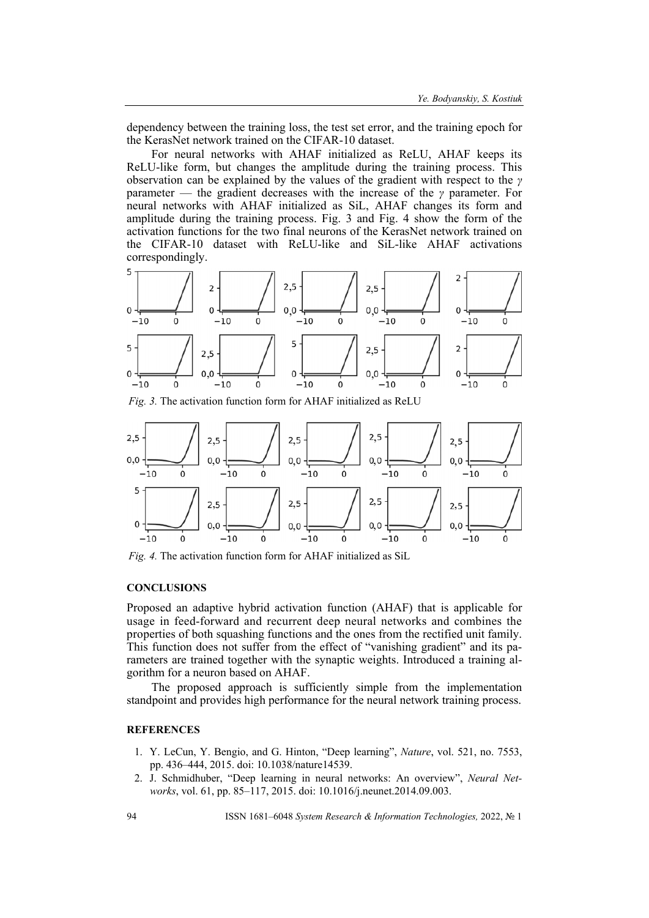dependency between the training loss, the test set error, and the training epoch for the KerasNet network trained on the CIFAR-10 dataset.

For neural networks with AHAF initialized as ReLU, AHAF keeps its ReLU-like form, but changes the amplitude during the training process. This observation can be explained by the values of the gradient with respect to the $\gamma$ parameter — the gradient decreases with the increase of the $\gamma$ parameter. For neural networks with AHAF initialized as SiL, AHAF changes its form and amplitude during the training process. Fig. 3 and Fig. 4 show the form of the activation functions for the two final neurons of the KerasNet network trained on the CIFAR-10 dataset with ReLU-like and SiL-like AHAF activations correspondingly.

*Fig. 3.* The activation function form for AHAF initialized as ReLU

*Fig. 4.* The activation function form for AHAF initialized as SiL

## CONCLUSIONS

Proposed an adaptive hybrid activation function (AHAF) that is applicable for usage in feed-forward and recurrent deep neural networks and combines the properties of both squashing functions and the ones from the rectified unit family. This function does not suffer from the effect of "vanishing gradient" and its parameters are trained together with the synaptic weights. Introduced a training algorithm for a neuron based on AHAF.

The proposed approach is sufficiently simple from the implementation standpoint and provides high performance for the neural network training process.

## REFERENCES

1. Y. LeCun, Y. Bengio, and G. Hinton, "Deep learning", *Nature*, vol. 521, no. 7553, pp. 436–444, 2015. doi: 10.1038/nature14539.
2. J. Schmidhuber, "Deep learning in neural networks: An overview", *Neural Networks*, vol. 61, pp. 85–117, 2015. doi: 10.1016/j.neunet.2014.09.003.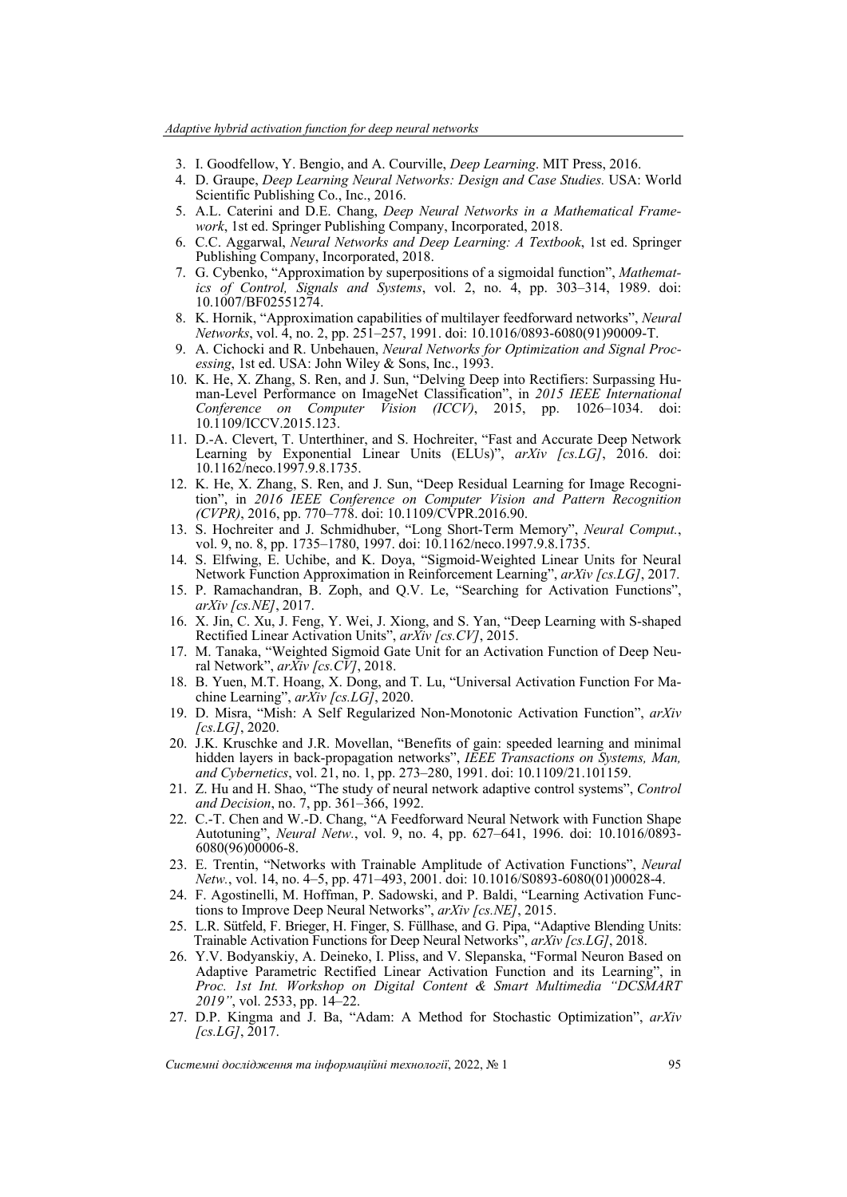3. I. Goodfellow, Y. Bengio, and A. Courville, *Deep Learning*. MIT Press, 2016.
4. D. Graupe, *Deep Learning Neural Networks: Design and Case Studies.* USA: World Scientific Publishing Co., Inc., 2016.
5. A.L. Caterini and D.E. Chang, *Deep Neural Networks in a Mathematical Framework*, 1st ed. Springer Publishing Company, Incorporated, 2018.
6. C.C. Aggarwal, *Neural Networks and Deep Learning: A Textbook*, 1st ed. Springer Publishing Company, Incorporated, 2018.
7. G. Cybenko, "Approximation by superpositions of a sigmoidal function", *Mathematics of Control, Signals and Systems*, vol. 2, no. 4, pp. 303–314, 1989. doi: 10.1007/BF02551274.
8. K. Hornik, "Approximation capabilities of multilayer feedforward networks", *Neural Networks*, vol. 4, no. 2, pp. 251–257, 1991. doi: 10.1016/0893-6080(91)90009-T.
9. A. Cichocki and R. Unbehauen, *Neural Networks for Optimization and Signal Processing*, 1st ed. USA: John Wiley & Sons, Inc., 1993.
10. K. He, X. Zhang, S. Ren, and J. Sun, "Delving Deep into Rectifiers: Surpassing Human-Level Performance on ImageNet Classification", in *2015 IEEE International Conference on Computer Vision (ICCV)*, 2015, pp. 1026–1034. doi: 10.1109/ICCV.2015.123.
11. D.-A. Clevert, T. Unterthiner, and S. Hochreiter, "Fast and Accurate Deep Network Learning by Exponential Linear Units (ELUs)", *arXiv [cs.LG]*, 2016. doi: 10.1162/neco.1997.9.8.1735.
12. K. He, X. Zhang, S. Ren, and J. Sun, "Deep Residual Learning for Image Recognition", in *2016 IEEE Conference on Computer Vision and Pattern Recognition (CVPR)*, 2016, pp. 770–778. doi: 10.1109/CVPR.2016.90.
13. S. Hochreiter and J. Schmidhuber, "Long Short-Term Memory", *Neural Comput.*, vol. 9, no. 8, pp. 1735–1780, 1997. doi: 10.1162/neco.1997.9.8.1735.
14. S. Elfwing, E. Uchibe, and K. Doya, "Sigmoid-Weighted Linear Units for Neural Network Function Approximation in Reinforcement Learning", *arXiv [cs.LG]*, 2017.
15. P. Ramachandran, B. Zoph, and Q.V. Le, "Searching for Activation Functions", *arXiv [cs.NE]*, 2017.
16. X. Jin, C. Xu, J. Feng, Y. Wei, J. Xiong, and S. Yan, "Deep Learning with S-shaped Rectified Linear Activation Units", *arXiv [cs.CV]*, 2015.
17. M. Tanaka, "Weighted Sigmoid Gate Unit for an Activation Function of Deep Neural Network", *arXiv [cs.CV]*, 2018.
18. B. Yuen, M.T. Hoang, X. Dong, and T. Lu, "Universal Activation Function For Machine Learning", *arXiv [cs.LG]*, 2020.
19. D. Misra, "Mish: A Self Regularized Non-Monotonic Activation Function", *arXiv [cs.LG]*, 2020.
20. J.K. Kruschke and J.R. Movellan, "Benefits of gain: speeded learning and minimal hidden layers in back-propagation networks", *IEEE Transactions on Systems, Man, and Cybernetics*, vol. 21, no. 1, pp. 273–280, 1991. doi: 10.1109/21.101159.
21. Z. Hu and H. Shao, "The study of neural network adaptive control systems", *Control and Decision*, no. 7, pp. 361–366, 1992.
22. C.-T. Chen and W.-D. Chang, "A Feedforward Neural Network with Function Shape Autotuning", *Neural Netw.*, vol. 9, no. 4, pp. 627–641, 1996. doi: 10.1016/0893-6080(96)00006-8.
23. E. Trentin, "Networks with Trainable Amplitude of Activation Functions", *Neural Netw.*, vol. 14, no. 4–5, pp. 471–493, 2001. doi: 10.1016/S0893-6080(01)00028-4.
24. F. Agostinelli, M. Hoffman, P. Sadowski, and P. Baldi, "Learning Activation Functions to Improve Deep Neural Networks", *arXiv [cs.NE]*, 2015.
25. L.R. Sütfeld, F. Brieger, H. Finger, S. Füllhase, and G. Pipa, "Adaptive Blending Units: Trainable Activation Functions for Deep Neural Networks", *arXiv [cs.LG]*, 2018.
26. Y.V. Bodyanskiy, A. Deineko, I. Pliss, and V. Slepanska, "Formal Neuron Based on Adaptive Parametric Rectified Linear Activation Function and its Learning", in *Proc. 1st Int. Workshop on Digital Content & Smart Multimedia "DCSMART 2019"*, vol. 2533, pp. 14–22.
27. D.P. Kingma and J. Ba, "Adam: A Method for Stochastic Optimization", *arXiv [cs.LG]*, 2017.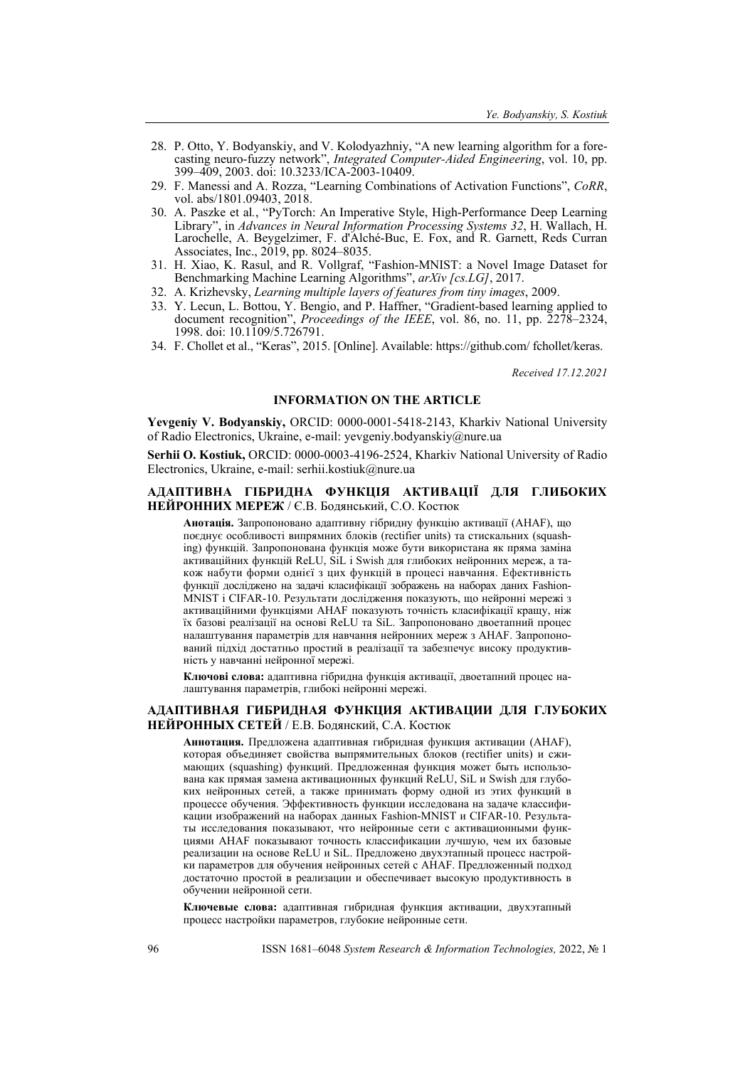28. P. Otto, Y. Bodyanskiy, and V. Kolodyazhniy, "A new learning algorithm for a forecasting neuro-fuzzy network", *Integrated Computer-Aided Engineering*, vol. 10, pp. 399–409, 2003. doi: 10.3233/ICA-2003-10409.
29. F. Manessi and A. Rozza, "Learning Combinations of Activation Functions", *CoRR*, vol. abs/1801.09403, 2018.
30. A. Paszke et al., "PyTorch: An Imperative Style, High-Performance Deep Learning Library", in *Advances in Neural Information Processing Systems 32*, H. Wallach, H. Larochelle, A. Beygelzimer, F. d'Alché-Buc, E. Fox, and R. Garnett, Reds Curran Associates, Inc., 2019, pp. 8024–8035.
31. H. Xiao, K. Rasul, and R. Vollgraf, "Fashion-MNIST: a Novel Image Dataset for Benchmarking Machine Learning Algorithms", *arXiv [cs.LG]*, 2017.
32. A. Krizhevsky, *Learning multiple layers of features from tiny images*, 2009.
33. Y. Lecun, L. Bottou, Y. Bengio, and P. Haffner, "Gradient-based learning applied to document recognition", *Proceedings of the IEEE*, vol. 86, no. 11, pp. 2278–2324, 1998. doi: 10.1109/5.726791.
34. F. Chollet et al., "Keras", 2015. [Online]. Available: https://github.com/ fchollet/keras.

*Received 17.12.2021*

## INFORMATION ON THE ARTICLE

**Yevgeniy V. Bodyanskiy,** ORCID: 0000-0001-5418-2143, Kharkiv National University of Radio Electronics, Ukraine, e-mail: yevgeniy.bodyanskiy@nure.ua

**Serhii O. Kostiuk,** ORCID: 0000-0003-4196-2524, Kharkiv National University of Radio Electronics, Ukraine, e-mail: serhii.kostiuk@nure.ua

## АДАПТИВНА ГІБРИДНА ФУНКЦІЯ АКТИВАЦІЇ ДЛЯ ГЛИБОКИХ НЕЙРОННИХ МЕРЕЖ / Є.В. Бодянський, С.О. Костюк

**Анотація.** Запропоновано адаптивну гібридну функцію активації (AHAF), що поєднує особливості випрямних блоків (rectifier units) та стискальних (squashing) функцій. Запропонована функція може бути використана як пряма заміна активаційних функцій ReLU, SiL і Swish для глибоких нейронних мереж, а також набути форми однієї з цих функцій в процесі навчання. Ефективність функції досліджено на задачі класифікації зображень на наборах даних Fashion-MNIST і CIFAR-10. Результати дослідження показують, що нейронні мережі з активаційними функціями AHAF показують точність класифікації кращу, ніж їх базові реалізації на основі ReLU та SiL. Запропоновано двоетапний процес налаштування параметрів для навчання нейронних мереж з AHAF. Запропонований підхід достатньо простий в реалізації та забезпечує високу продуктивність у навчанні нейронної мережі.

**Ключові слова:** адаптивна гібридна функція активації, двоетапний процес налаштування параметрів, глибокі нейронні мережі.

## АДАПТИВНАЯ ГИБРИДНАЯ ФУНКЦИЯ АКТИВАЦИИ ДЛЯ ГЛУБОКИХ НЕЙРОННЫХ СЕТЕЙ / Е.В. Бодянский, С.А. Костюк

**Аннотация.** Предложена адаптивная гибридная функция активации (AHAF), которая объединяет свойства выпрямительных блоков (rectifier units) и сжимающих (squashing) функций. Предложенная функция может быть использована как прямая замена активационных функций ReLU, SiL и Swish для глубоких нейронных сетей, а также принимать форму одной из этих функций в процессе обучения. Эффективность функции исследована на задаче классификации изображений на наборах данных Fashion-MNIST и CIFAR-10. Результаты исследования показывают, что нейронные сети с активационными функциями AHAF показывают точность классификации лучшую, чем их базовые реализации на основе ReLU и SiL. Предложено двухэтапный процесс настройки параметров для обучения нейронных сетей с AHAF. Предложенный подход достаточно простой в реализации и обеспечивает высокую продуктивность в обучении нейронной сети.

**Ключевые слова:** адаптивная гибридная функция активации, двухэтапный процесс настройки параметров, глубокие нейронные сети.